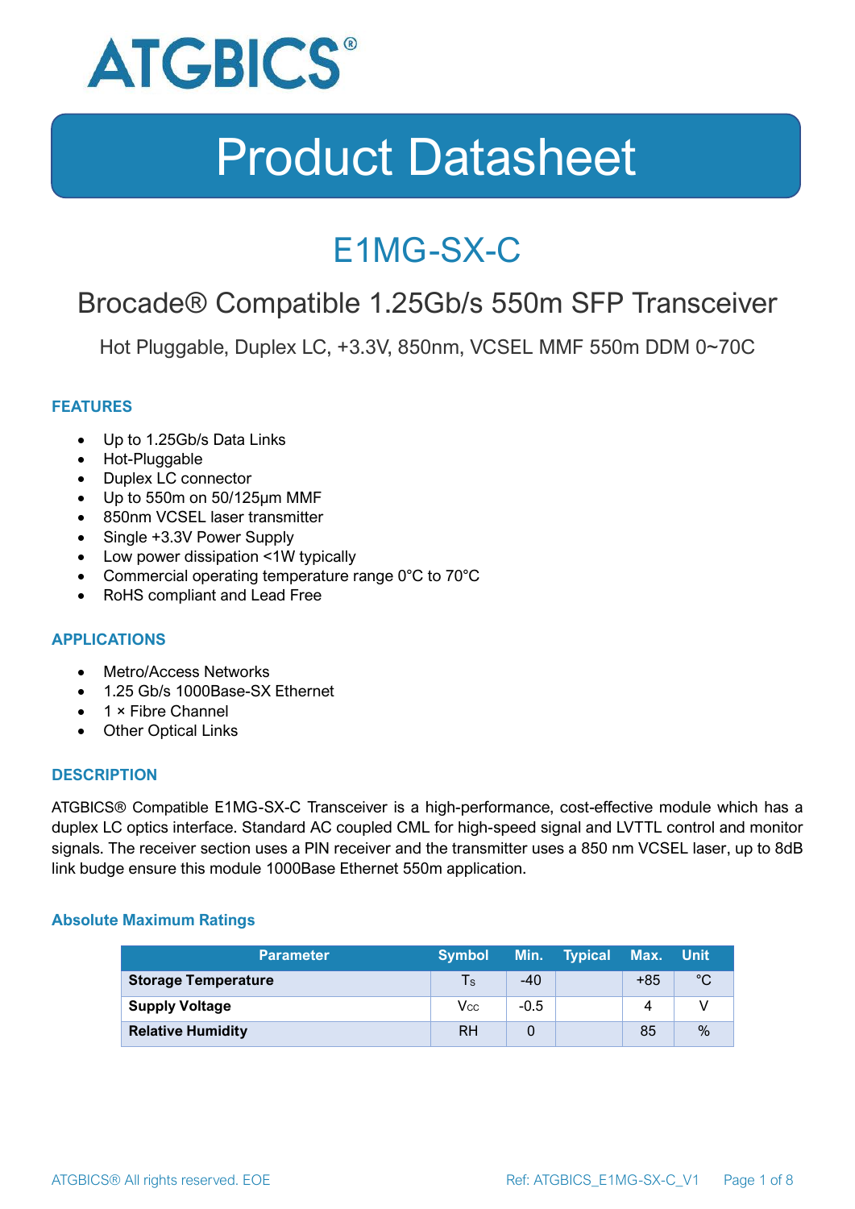ATGBICS®

# Product Datasheet

## E1MG-SX-C

### Brocade® Compatible 1.25Gb/s 550m SFP Transceiver

Hot Pluggable, Duplex LC, +3.3V, 850nm, VCSEL MMF 550m DDM 0~70C

### FEATURES

- Up to 1.25Gb/s Data Links
- Hot-Pluggable
- Duplex LC connector
- Up to 550m on 50/125μm MMF
- 850nm VCSEL laser transmitter
- Single +3.3V Power Supply
- Low power dissipation <1W typically
- Commercial operating temperature range 0°C to 70°C
- RoHS compliant and Lead Free

### APPLICATIONS

- Metro/Access Networks
- 1.25 Gb/s 1000Base-SX Ethernet
- 1 × Fibre Channel
- Other Optical Links

### DESCRIPTION

ATGBICS® Compatible E1MG-SX-C Transceiver is a high-performance, cost-effective module which has a duplex LC optics interface. Standard AC coupled CML for high-speed signal and LVTTL control and monitor signals. The receiver section uses a PIN receiver and the transmitter uses a 850 nm VCSEL laser, up to 8dB link budge ensure this module 1000Base Ethernet 550m application.

#### Absolute Maximum Ratings

| Parameter | Symbol | Min. | Typical | Max. | Unit |
|---|---|---|---|---|---|
| **Storage Temperature** | $T_S$ | -40 | | +85 | °C |
| **Supply Voltage** | $V_{CC}$ | -0.5 | | 4 | V |
| **Relative Humidity** | RH | 0 | | 85 | % |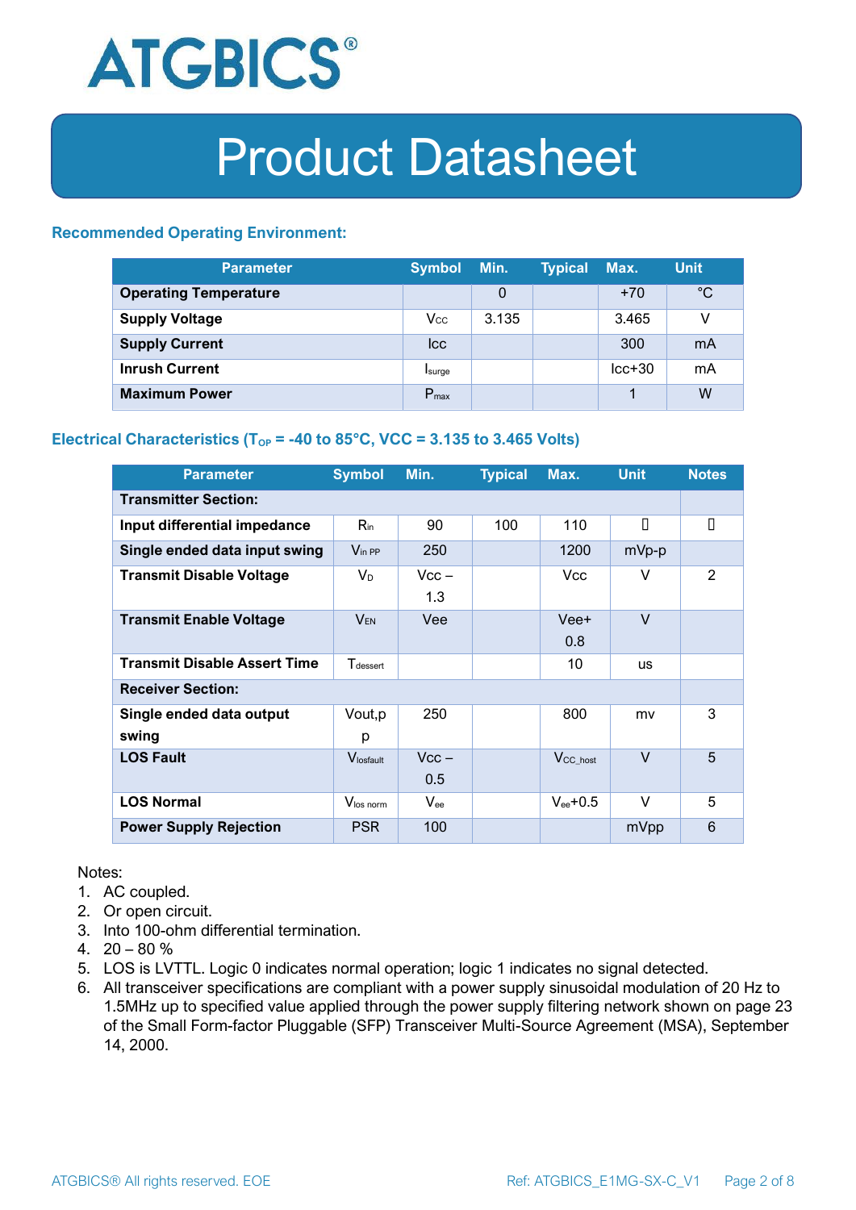# Product Datasheet

### Recommended Operating Environment:

| Parameter | Symbol | Min. | Typical | Max. | Unit |
|---|---|---|---|---|---|
| **Operating Temperature** | | 0 | | +70 | °C |
| **Supply Voltage** | $V_{CC}$ | 3.135 | | 3.465 | V |
| **Supply Current** | Icc | | | 300 | mA |
| **Inrush Current** | $I_{surge}$ | | | Icc+30 | mA |
| **Maximum Power** | $P_{max}$ | | | 1 | W |

### Electrical Characteristics ($T_{OP}$ = -40 to 85°C, VCC = 3.135 to 3.465 Volts)

| Parameter | Symbol | Min. | Typical | Max. | Unit | Notes |
|---|---|---|---|---|---|---|
| **Transmitter Section:** | | | | | | |
| **Input differential impedance** | $R_{in}$ | 90 | 100 | 110 | Ω | 1 |
| **Single ended data input swing** | $V_{in\ PP}$ | 250 | | 1200 | mVp-p | |
| **Transmit Disable Voltage** | $V_D$ | Vcc – 1.3 | | Vcc | V | 2 |
| **Transmit Enable Voltage** | $V_{EN}$ | Vee | | Vee+ 0.8 | V | |
| **Transmit Disable Assert Time** | $T_{dessert}$ | | | 10 | us | |
| **Receiver Section:** | | | | | | |
| **Single ended data output swing** | Vout,p p | 250 | | 800 | mv | 3 |
| **LOS Fault** | $V_{losfault}$ | Vcc – 0.5 | | $V_{CC\_host}$ | V | 5 |
| **LOS Normal** | $V_{los\ norm}$ | $V_{ee}$ | | $V_{ee}$+0.5 | V | 5 |
| **Power Supply Rejection** | PSR | 100 | | | mVpp | 6 |

Notes:

1. AC coupled.
2. Or open circuit.
3. Into 100-ohm differential termination.
4. 20 – 80 %
5. LOS is LVTTL. Logic 0 indicates normal operation; logic 1 indicates no signal detected.
6. All transceiver specifications are compliant with a power supply sinusoidal modulation of 20 Hz to 1.5MHz up to specified value applied through the power supply filtering network shown on page 23 of the Small Form-factor Pluggable (SFP) Transceiver Multi-Source Agreement (MSA), September 14, 2000.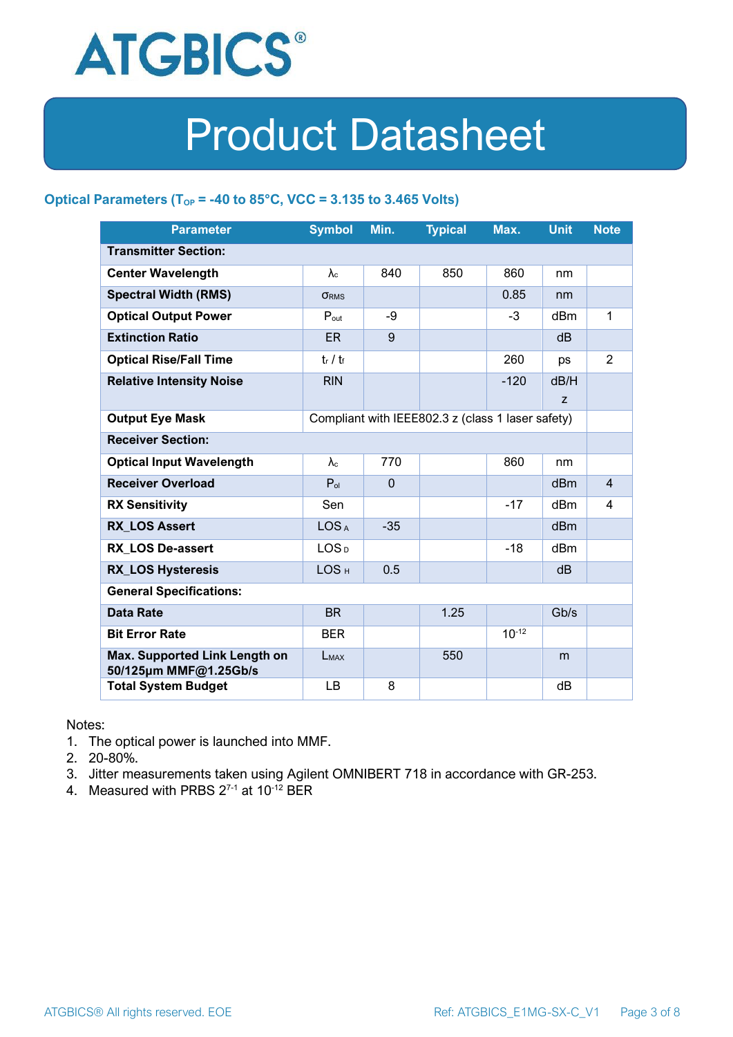## Optical Parameters ($T_{OP}$ = -40 to 85°C, VCC = 3.135 to 3.465 Volts)

| Parameter | Symbol | Min. | Typical | Max. | Unit | Note |
|---|---|---|---|---|---|---|
| **Transmitter Section:** | | | | | | |
| **Center Wavelength** | $\lambda_c$ | 840 | 850 | 860 | nm | |
| **Spectral Width (RMS)** | $\sigma_{RMS}$ | | | 0.85 | nm | |
| **Optical Output Power** | $P_{out}$ | -9 | | -3 | dBm | 1 |
| **Extinction Ratio** | ER | 9 | | | dB | |
| **Optical Rise/Fall Time** | $t_r$ / $t_f$ | | | 260 | ps | 2 |
| **Relative Intensity Noise** | RIN | | | -120 | dB/Hz | |
| **Output Eye Mask** | Compliant with IEEE802.3 z (class 1 laser safety) | | | | | |
| **Receiver Section:** | | | | | | |
| **Optical Input Wavelength** | $\lambda_c$ | 770 | | 860 | nm | |
| **Receiver Overload** | $P_{ol}$ | 0 | | | dBm | 4 |
| **RX Sensitivity** | Sen | | | -17 | dBm | 4 |
| **RX_LOS Assert** | $LOS_A$ | -35 | | | dBm | |
| **RX_LOS De-assert** | $LOS_D$ | | | -18 | dBm | |
| **RX_LOS Hysteresis** | $LOS_H$ | 0.5 | | | dB | |
| **General Specifications:** | | | | | | |
| **Data Rate** | BR | | 1.25 | | Gb/s | |
| **Bit Error Rate** | BER | | | $10^{-12}$ | | |
| **Max. Supported Link Length on 50/125µm MMF@1.25Gb/s** | $L_{MAX}$ | | 550 | | m | |
| **Total System Budget** | LB | 8 | | | dB | |

Notes:

1. The optical power is launched into MMF.
2. 20-80%.
3. Jitter measurements taken using Agilent OMNIBERT 718 in accordance with GR-253.
4. Measured with PRBS $2^{7-1}$ at $10^{-12}$ BER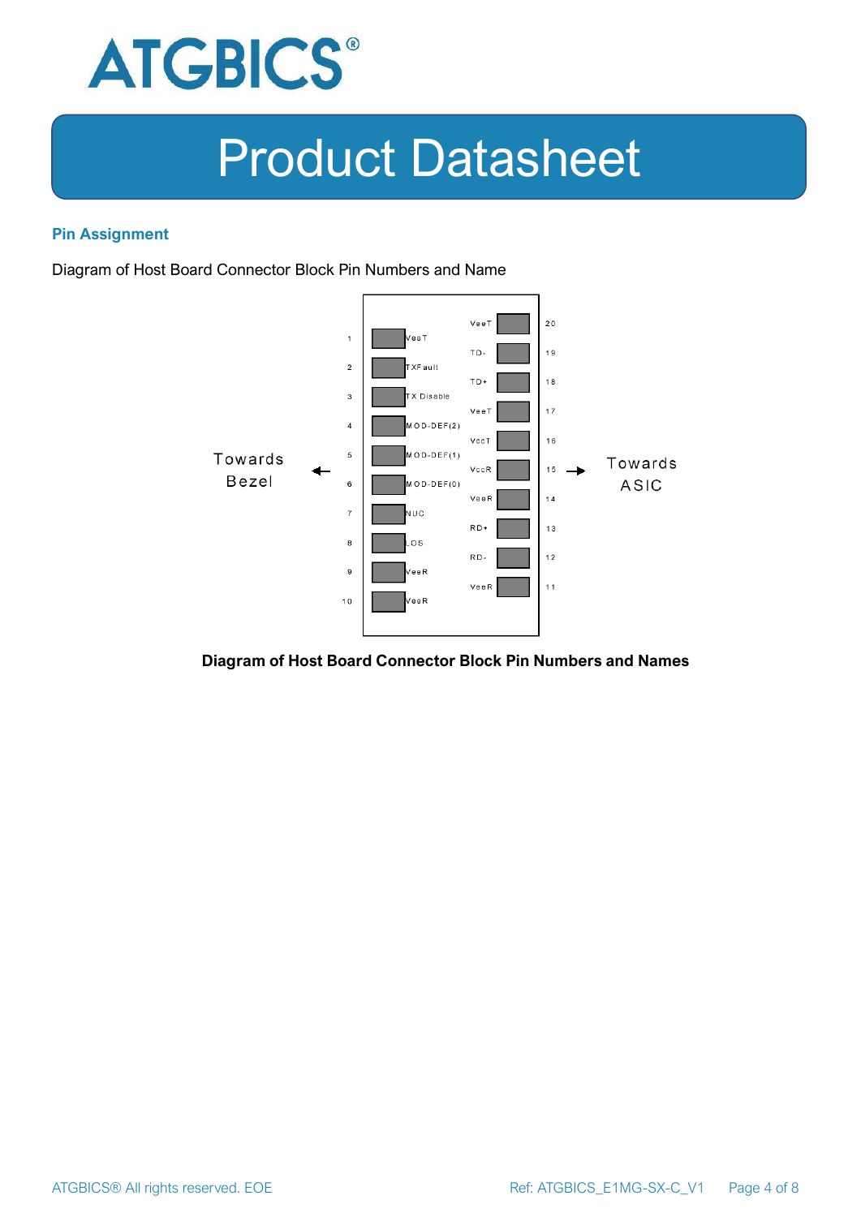## Pin Assignment

Diagram of Host Board Connector Block Pin Numbers and Name

| Pin | Name | Name | Pin |
|---|---|---|---|
| | | VeeT | 20 |
| 1 | VeeT | TD- | 19 |
| 2 | TXFault | TD+ | 18 |
| 3 | TX Disable | VeeT | 17 |
| 4 | MOD-DEF(2) | VccT | 16 |
| 5 | MOD-DEF(1) | VccR | 15 |
| 6 | MOD-DEF(0) | VeeR | 14 |
| 7 | NUC | RD+ | 13 |
| 8 | LOS | RD- | 12 |
| 9 | VeeR | VeeR | 11 |
| 10 | VeeR | | |

Towards Bezel ← → Towards ASIC

**Diagram of Host Board Connector Block Pin Numbers and Names**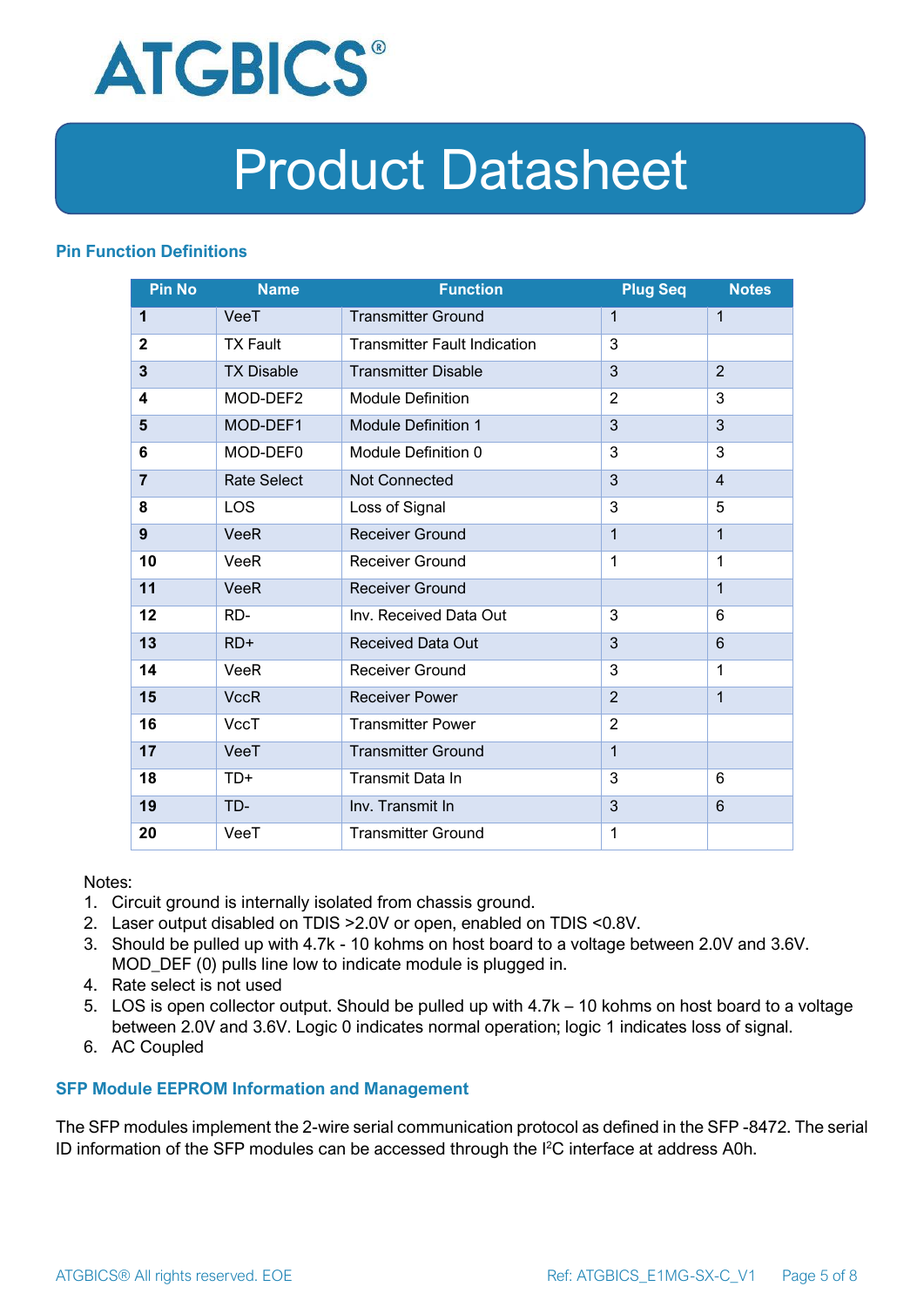## Pin Function Definitions

| Pin No | Name | Function | Plug Seq | Notes |
|---|---|---|---|---|
| **1** | VeeT | Transmitter Ground | 1 | 1 |
| **2** | TX Fault | Transmitter Fault Indication | 3 | |
| **3** | TX Disable | Transmitter Disable | 3 | 2 |
| **4** | MOD-DEF2 | Module Definition | 2 | 3 |
| **5** | MOD-DEF1 | Module Definition 1 | 3 | 3 |
| **6** | MOD-DEF0 | Module Definition 0 | 3 | 3 |
| **7** | Rate Select | Not Connected | 3 | 4 |
| **8** | LOS | Loss of Signal | 3 | 5 |
| **9** | VeeR | Receiver Ground | 1 | 1 |
| **10** | VeeR | Receiver Ground | 1 | 1 |
| **11** | VeeR | Receiver Ground | | 1 |
| **12** | RD- | Inv. Received Data Out | 3 | 6 |
| **13** | RD+ | Received Data Out | 3 | 6 |
| **14** | VeeR | Receiver Ground | 3 | 1 |
| **15** | VccR | Receiver Power | 2 | 1 |
| **16** | VccT | Transmitter Power | 2 | |
| **17** | VeeT | Transmitter Ground | 1 | |
| **18** | TD+ | Transmit Data In | 3 | 6 |
| **19** | TD- | Inv. Transmit In | 3 | 6 |
| **20** | VeeT | Transmitter Ground | 1 | |

Notes:

1. Circuit ground is internally isolated from chassis ground.
2. Laser output disabled on TDIS >2.0V or open, enabled on TDIS <0.8V.
3. Should be pulled up with 4.7k - 10 kohms on host board to a voltage between 2.0V and 3.6V. MOD_DEF (0) pulls line low to indicate module is plugged in.
4. Rate select is not used
5. LOS is open collector output. Should be pulled up with 4.7k – 10 kohms on host board to a voltage between 2.0V and 3.6V. Logic 0 indicates normal operation; logic 1 indicates loss of signal.
6. AC Coupled

## SFP Module EEPROM Information and Management

The SFP modules implement the 2-wire serial communication protocol as defined in the SFP -8472. The serial ID information of the SFP modules can be accessed through the I²C interface at address A0h.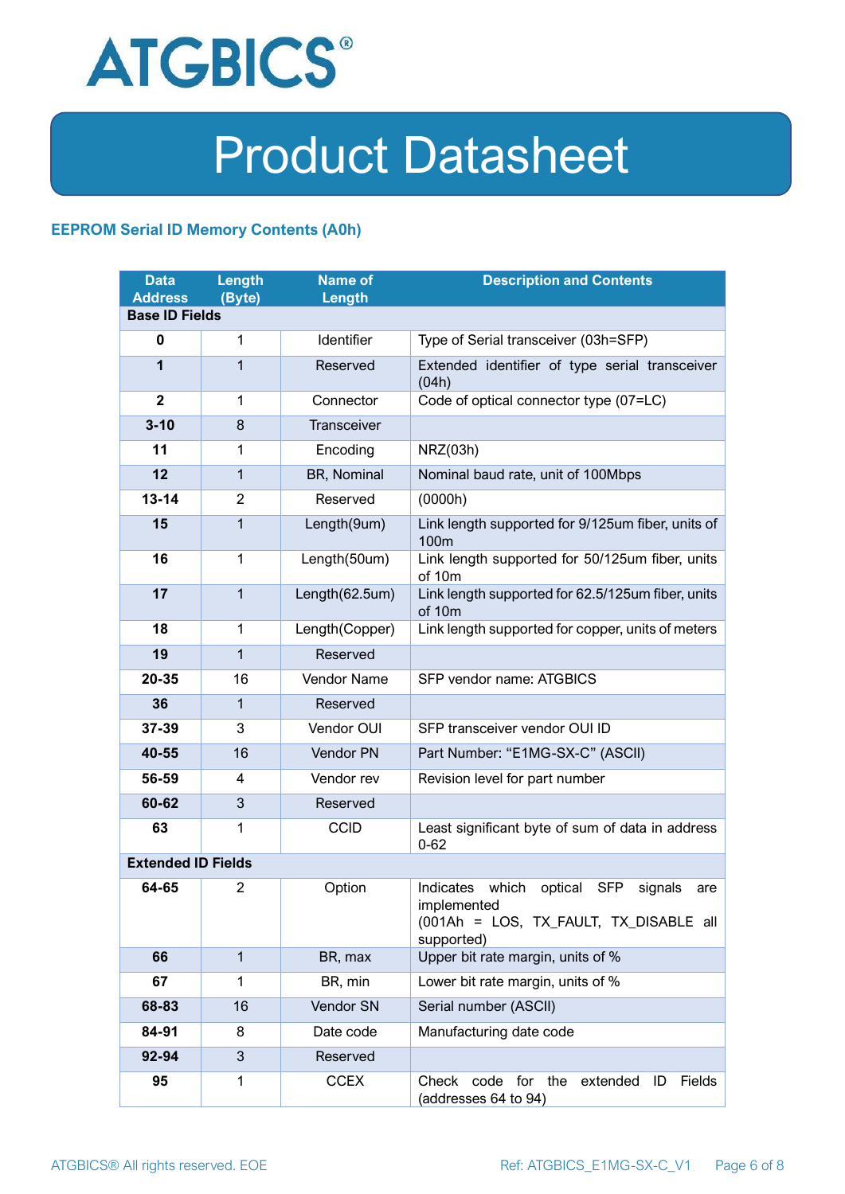## EEPROM Serial ID Memory Contents (A0h)

| Data Address | Length (Byte) | Name of Length | Description and Contents |
|---|---|---|---|
| **Base ID Fields** | | | |
| **0** | 1 | Identifier | Type of Serial transceiver (03h=SFP) |
| **1** | 1 | Reserved | Extended identifier of type serial transceiver (04h) |
| **2** | 1 | Connector | Code of optical connector type (07=LC) |
| **3-10** | 8 | Transceiver | |
| **11** | 1 | Encoding | NRZ(03h) |
| **12** | 1 | BR, Nominal | Nominal baud rate, unit of 100Mbps |
| **13-14** | 2 | Reserved | (0000h) |
| **15** | 1 | Length(9um) | Link length supported for 9/125um fiber, units of 100m |
| **16** | 1 | Length(50um) | Link length supported for 50/125um fiber, units of 10m |
| **17** | 1 | Length(62.5um) | Link length supported for 62.5/125um fiber, units of 10m |
| **18** | 1 | Length(Copper) | Link length supported for copper, units of meters |
| **19** | 1 | Reserved | |
| **20-35** | 16 | Vendor Name | SFP vendor name: ATGBICS |
| **36** | 1 | Reserved | |
| **37-39** | 3 | Vendor OUI | SFP transceiver vendor OUI ID |
| **40-55** | 16 | Vendor PN | Part Number: “E1MG-SX-C” (ASCII) |
| **56-59** | 4 | Vendor rev | Revision level for part number |
| **60-62** | 3 | Reserved | |
| **63** | 1 | CCID | Least significant byte of sum of data in address 0-62 |
| **Extended ID Fields** | | | |
| **64-65** | 2 | Option | Indicates which optical SFP signals are implemented (001Ah = LOS, TX_FAULT, TX_DISABLE all supported) |
| **66** | 1 | BR, max | Upper bit rate margin, units of % |
| **67** | 1 | BR, min | Lower bit rate margin, units of % |
| **68-83** | 16 | Vendor SN | Serial number (ASCII) |
| **84-91** | 8 | Date code | Manufacturing date code |
| **92-94** | 3 | Reserved | |
| **95** | 1 | CCEX | Check code for the extended ID Fields (addresses 64 to 94) |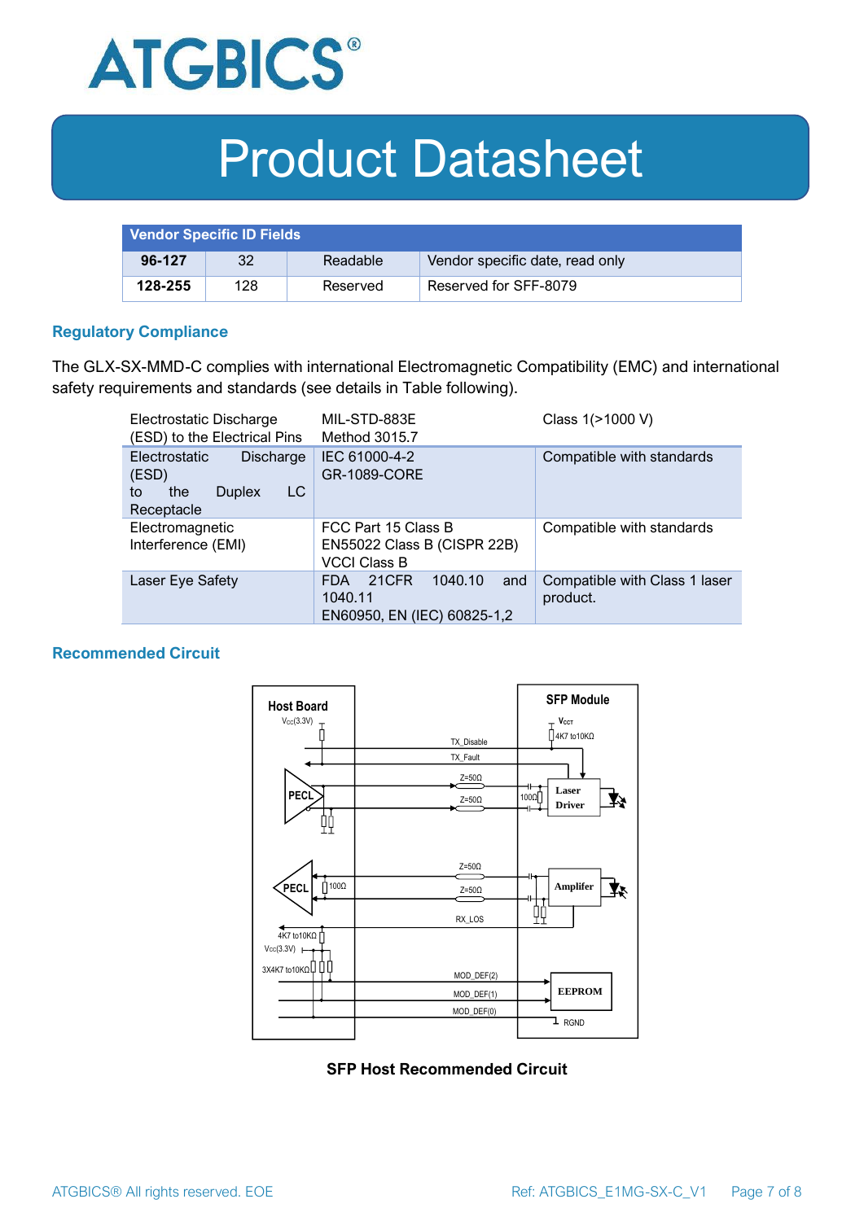| Vendor Specific ID Fields | | | |
|---|---|---|---|
| **96-127** | 32 | Readable | Vendor specific date, read only |
| **128-255** | 128 | Reserved | Reserved for SFF-8079 |

## Regulatory Compliance

The GLX-SX-MMD-C complies with international Electromagnetic Compatibility (EMC) and international safety requirements and standards (see details in Table following).

| | | |
|---|---|---|
| Electrostatic Discharge (ESD) to the Electrical Pins | MIL-STD-883E Method 3015.7 | Class 1(>1000 V) |
| Electrostatic Discharge (ESD) to the Duplex LC Receptacle | IEC 61000-4-2 GR-1089-CORE | Compatible with standards |
| Electromagnetic Interference (EMI) | FCC Part 15 Class B EN55022 Class B (CISPR 22B) VCCI Class B | Compatible with standards |
| Laser Eye Safety | FDA 21CFR 1040.10 and 1040.11 EN60950, EN (IEC) 60825-1,2 | Compatible with Class 1 laser product. |

## Recommended Circuit

**SFP Host Recommended Circuit**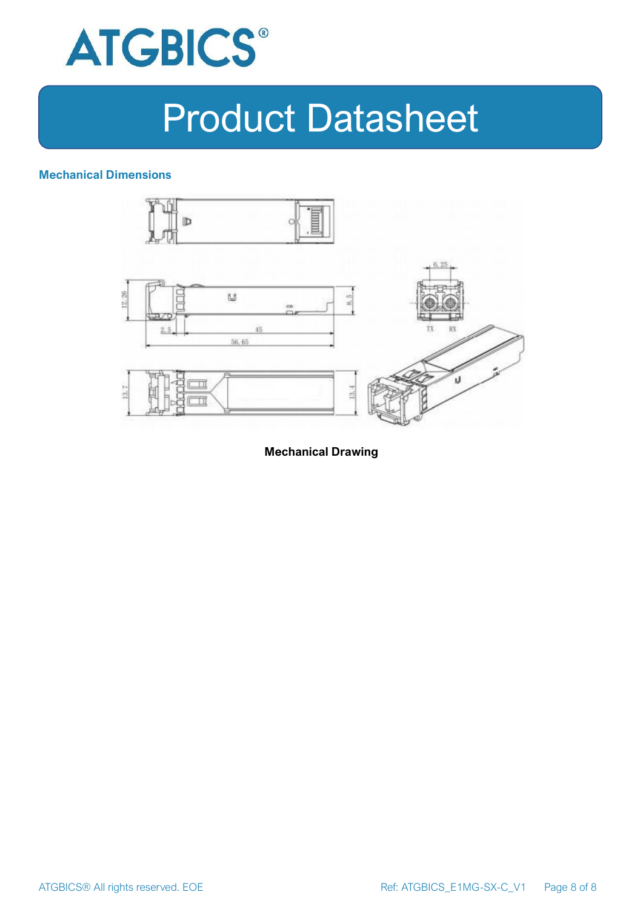# Product Datasheet

### Mechanical Dimensions

6.25

12.26

8.5

2.5

45

56.65

TX RX

13.7

13.4

**Mechanical Drawing**